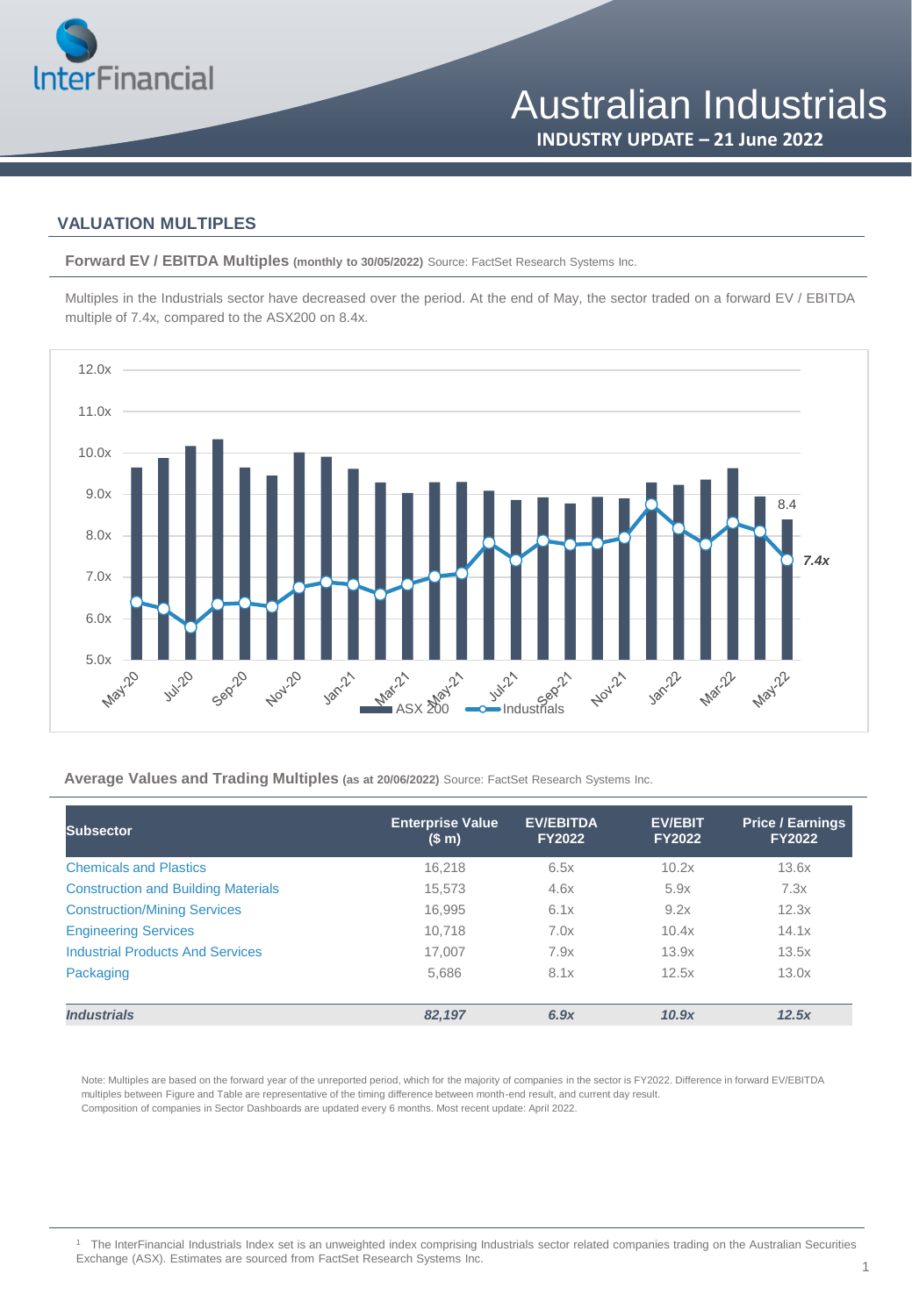# Australian Industrials

**INDUSTRY UPDATE – 21 June 2022**

## VALUATION MULTIPLES

**Forward EV / EBITDA Multiples** **(monthly to 30/05/2022)** Source: FactSet Research Systems Inc.

Multiples in the Industrials sector have decreased over the period. At the end of May, the sector traded on a forward EV / EBITDA multiple of 7.4x, compared to the ASX200 on 8.4x.

**Average Values and Trading Multiples** **(as at 20/06/2022)** Source: FactSet Research Systems Inc.

| Subsector | Enterprise Value ($ m) | EV/EBITDA FY2022 | EV/EBIT FY2022 | Price / Earnings FY2022 |
|---|---|---|---|---|
| Chemicals and Plastics | 16,218 | 6.5x | 10.2x | 13.6x |
| Construction and Building Materials | 15,573 | 4.6x | 5.9x | 7.3x |
| Construction/Mining Services | 16,995 | 6.1x | 9.2x | 12.3x |
| Engineering Services | 10,718 | 7.0x | 10.4x | 14.1x |
| Industrial Products And Services | 17,007 | 7.9x | 13.9x | 13.5x |
| Packaging | 5,686 | 8.1x | 12.5x | 13.0x |
| ***Industrials*** | ***82,197*** | ***6.9x*** | ***10.9x*** | ***12.5x*** |

Note: Multiples are based on the forward year of the unreported period, which for the majority of companies in the sector is FY2022. Difference in forward EV/EBITDA multiples between Figure and Table are representative of the timing difference between month-end result, and current day result.
Composition of companies in Sector Dashboards are updated every 6 months. Most recent update: April 2022.

[1] The InterFinancial Industrials Index set is an unweighted index comprising Industrials sector related companies trading on the Australian Securities Exchange (ASX). Estimates are sourced from FactSet Research Systems Inc.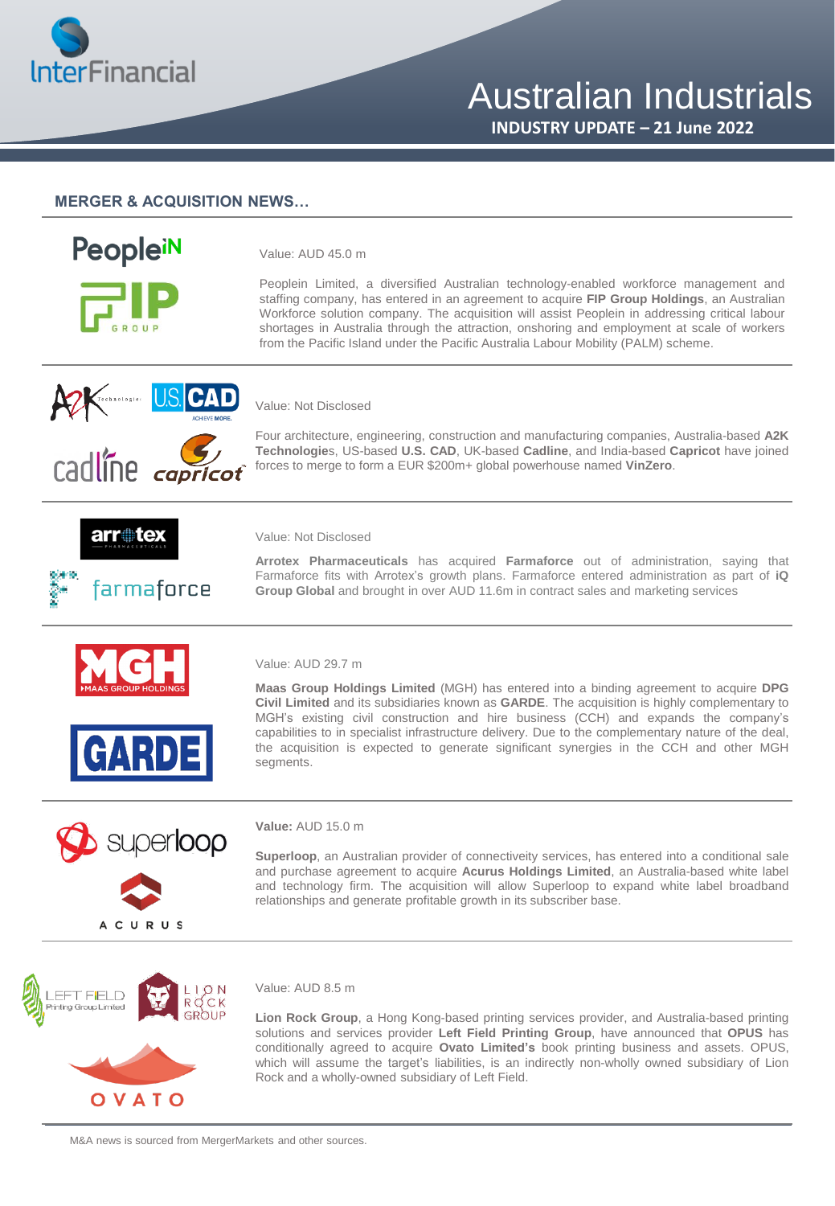# Australian Industrials

**INDUSTRY UPDATE – 21 June 2022**

## MERGER & ACQUISITION NEWS…

Value: AUD 45.0 m

Peoplein Limited, a diversified Australian technology-enabled workforce management and staffing company, has entered in an agreement to acquire **FIP Group Holdings**, an Australian Workforce solution company. The acquisition will assist Peoplein in addressing critical labour shortages in Australia through the attraction, onshoring and employment at scale of workers from the Pacific Island under the Pacific Australia Labour Mobility (PALM) scheme.

---

Value: Not Disclosed

Four architecture, engineering, construction and manufacturing companies, Australia-based **A2K Technologie**s, US-based **U.S. CAD**, UK-based **Cadline**, and India-based **Capricot** have joined forces to merge to form a EUR $200m+ global powerhouse named **VinZero**.

---

Value: Not Disclosed

**Arrotex Pharmaceuticals** has acquired **Farmaforce** out of administration, saying that Farmaforce fits with Arrotex's growth plans. Farmaforce entered administration as part of **iQ Group Global** and brought in over AUD 11.6m in contract sales and marketing services

---

Value: AUD 29.7 m

**Maas Group Holdings Limited** (MGH) has entered into a binding agreement to acquire **DPG Civil Limited** and its subsidiaries known as **GARDE**. The acquisition is highly complementary to MGH's existing civil construction and hire business (CCH) and expands the company's capabilities to in specialist infrastructure delivery. Due to the complementary nature of the deal, the acquisition is expected to generate significant synergies in the CCH and other MGH segments.

---

**Value:** AUD 15.0 m

**Superloop**, an Australian provider of connectiveity services, has entered into a conditional sale and purchase agreement to acquire **Acurus Holdings Limited**, an Australia-based white label and technology firm. The acquisition will allow Superloop to expand white label broadband relationships and generate profitable growth in its subscriber base.

---

Value: AUD 8.5 m

**Lion Rock Group**, a Hong Kong-based printing services provider, and Australia-based printing solutions and services provider **Left Field Printing Group**, have announced that **OPUS** has conditionally agreed to acquire **Ovato Limited's** book printing business and assets. OPUS, which will assume the target's liabilities, is an indirectly non-wholly owned subsidiary of Lion Rock and a wholly-owned subsidiary of Left Field.

---

M&A news is sourced from MergerMarkets and other sources.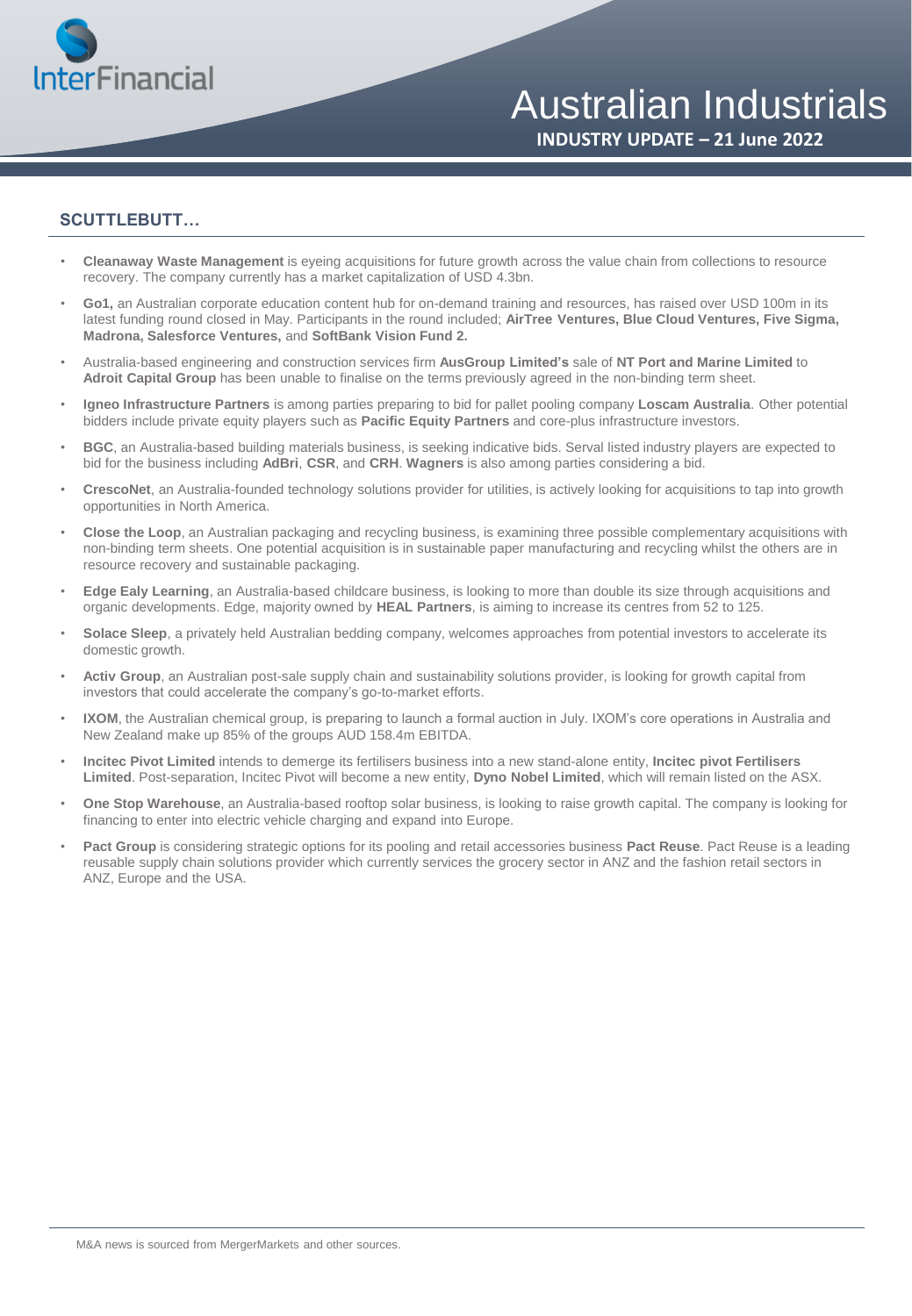## SCUTTLEBUTT…

- **Cleanaway Waste Management** is eyeing acquisitions for future growth across the value chain from collections to resource recovery. The company currently has a market capitalization of USD 4.3bn.
- **Go1,** an Australian corporate education content hub for on-demand training and resources, has raised over USD 100m in its latest funding round closed in May. Participants in the round included; **AirTree Ventures, Blue Cloud Ventures, Five Sigma, Madrona, Salesforce Ventures,** and **SoftBank Vision Fund 2.**
- Australia-based engineering and construction services firm **AusGroup Limited's** sale of **NT Port and Marine Limited** to **Adroit Capital Group** has been unable to finalise on the terms previously agreed in the non-binding term sheet.
- **Igneo Infrastructure Partners** is among parties preparing to bid for pallet pooling company **Loscam Australia**. Other potential bidders include private equity players such as **Pacific Equity Partners** and core-plus infrastructure investors.
- **BGC**, an Australia-based building materials business, is seeking indicative bids. Serval listed industry players are expected to bid for the business including **AdBri**, **CSR**, and **CRH**. **Wagners** is also among parties considering a bid.
- **CrescoNet**, an Australia-founded technology solutions provider for utilities, is actively looking for acquisitions to tap into growth opportunities in North America.
- **Close the Loop**, an Australian packaging and recycling business, is examining three possible complementary acquisitions with non-binding term sheets. One potential acquisition is in sustainable paper manufacturing and recycling whilst the others are in resource recovery and sustainable packaging.
- **Edge Ealy Learning**, an Australia-based childcare business, is looking to more than double its size through acquisitions and organic developments. Edge, majority owned by **HEAL Partners**, is aiming to increase its centres from 52 to 125.
- **Solace Sleep**, a privately held Australian bedding company, welcomes approaches from potential investors to accelerate its domestic growth.
- **Activ Group**, an Australian post-sale supply chain and sustainability solutions provider, is looking for growth capital from investors that could accelerate the company's go-to-market efforts.
- **IXOM**, the Australian chemical group, is preparing to launch a formal auction in July. IXOM's core operations in Australia and New Zealand make up 85% of the groups AUD 158.4m EBITDA.
- **Incitec Pivot Limited** intends to demerge its fertilisers business into a new stand-alone entity, **Incitec pivot Fertilisers Limited**. Post-separation, Incitec Pivot will become a new entity, **Dyno Nobel Limited**, which will remain listed on the ASX.
- **One Stop Warehouse**, an Australia-based rooftop solar business, is looking to raise growth capital. The company is looking for financing to enter into electric vehicle charging and expand into Europe.
- **Pact Group** is considering strategic options for its pooling and retail accessories business **Pact Reuse**. Pact Reuse is a leading reusable supply chain solutions provider which currently services the grocery sector in ANZ and the fashion retail sectors in ANZ, Europe and the USA.

M&A news is sourced from MergerMarkets and other sources.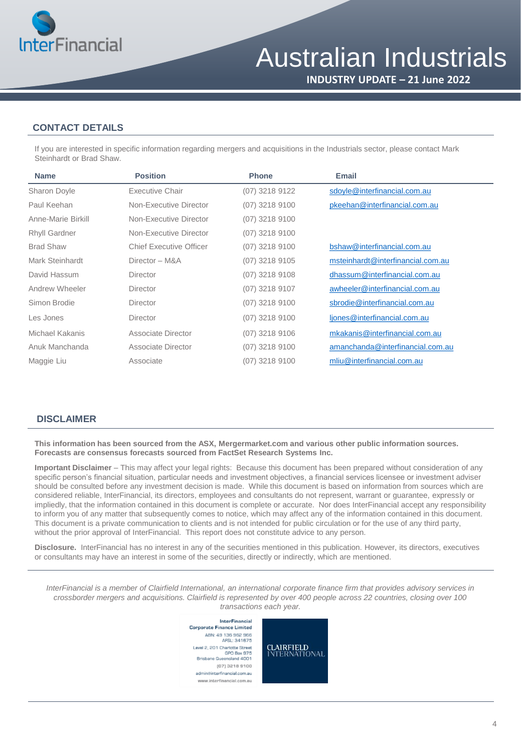# Australian Industrials

**INDUSTRY UPDATE – 21 June 2022**

## CONTACT DETAILS

If you are interested in specific information regarding mergers and acquisitions in the Industrials sector, please contact Mark Steinhardt or Brad Shaw.

| Name | Position | Phone | Email |
|---|---|---|---|
| Sharon Doyle | Executive Chair | (07) 3218 9122 | sdoyle@interfinancial.com.au |
| Paul Keehan | Non-Executive Director | (07) 3218 9100 | pkeehan@interfinancial.com.au |
| Anne-Marie Birkill | Non-Executive Director | (07) 3218 9100 | |
| Rhyll Gardner | Non-Executive Director | (07) 3218 9100 | |
| Brad Shaw | Chief Executive Officer | (07) 3218 9100 | bshaw@interfinancial.com.au |
| Mark Steinhardt | Director – M&A | (07) 3218 9105 | msteinhardt@interfinancial.com.au |
| David Hassum | Director | (07) 3218 9108 | dhassum@interfinancial.com.au |
| Andrew Wheeler | Director | (07) 3218 9107 | awheeler@interfinancial.com.au |
| Simon Brodie | Director | (07) 3218 9100 | sbrodie@interfinancial.com.au |
| Les Jones | Director | (07) 3218 9100 | ljones@interfinancial.com.au |
| Michael Kakanis | Associate Director | (07) 3218 9106 | mkakanis@interfinancial.com.au |
| Anuk Manchanda | Associate Director | (07) 3218 9100 | amanchanda@interfinancial.com.au |
| Maggie Liu | Associate | (07) 3218 9100 | mliu@interfinancial.com.au |

## DISCLAIMER

**This information has been sourced from the ASX, Mergermarket.com and various other public information sources. Forecasts are consensus forecasts sourced from FactSet Research Systems Inc.**

**Important Disclaimer** – This may affect your legal rights: Because this document has been prepared without consideration of any specific person's financial situation, particular needs and investment objectives, a financial services licensee or investment adviser should be consulted before any investment decision is made. While this document is based on information from sources which are considered reliable, InterFinancial, its directors, employees and consultants do not represent, warrant or guarantee, expressly or impliedly, that the information contained in this document is complete or accurate. Nor does InterFinancial accept any responsibility to inform you of any matter that subsequently comes to notice, which may affect any of the information contained in this document. This document is a private communication to clients and is not intended for public circulation or for the use of any third party, without the prior approval of InterFinancial. This report does not constitute advice to any person.

**Disclosure.** InterFinancial has no interest in any of the securities mentioned in this publication. However, its directors, executives or consultants may have an interest in some of the securities, directly or indirectly, which are mentioned.

*InterFinancial is a member of Clairfield International, an international corporate finance firm that provides advisory services in crossborder mergers and acquisitions. Clairfield is represented by over 400 people across 22 countries, closing over 100 transactions each year.*

**InterFinancial Corporate Finance Limited**
ABN: 49 136 962 966
AFSL: 341675
Level 2, 201 Charlotte Street
GPO Box 975
Brisbane Queensland 4001
(07) 3218 9100
admin@interfinancial.com.au
www.interfinancial.com.au

CLAIRFIELD INTERNATIONAL